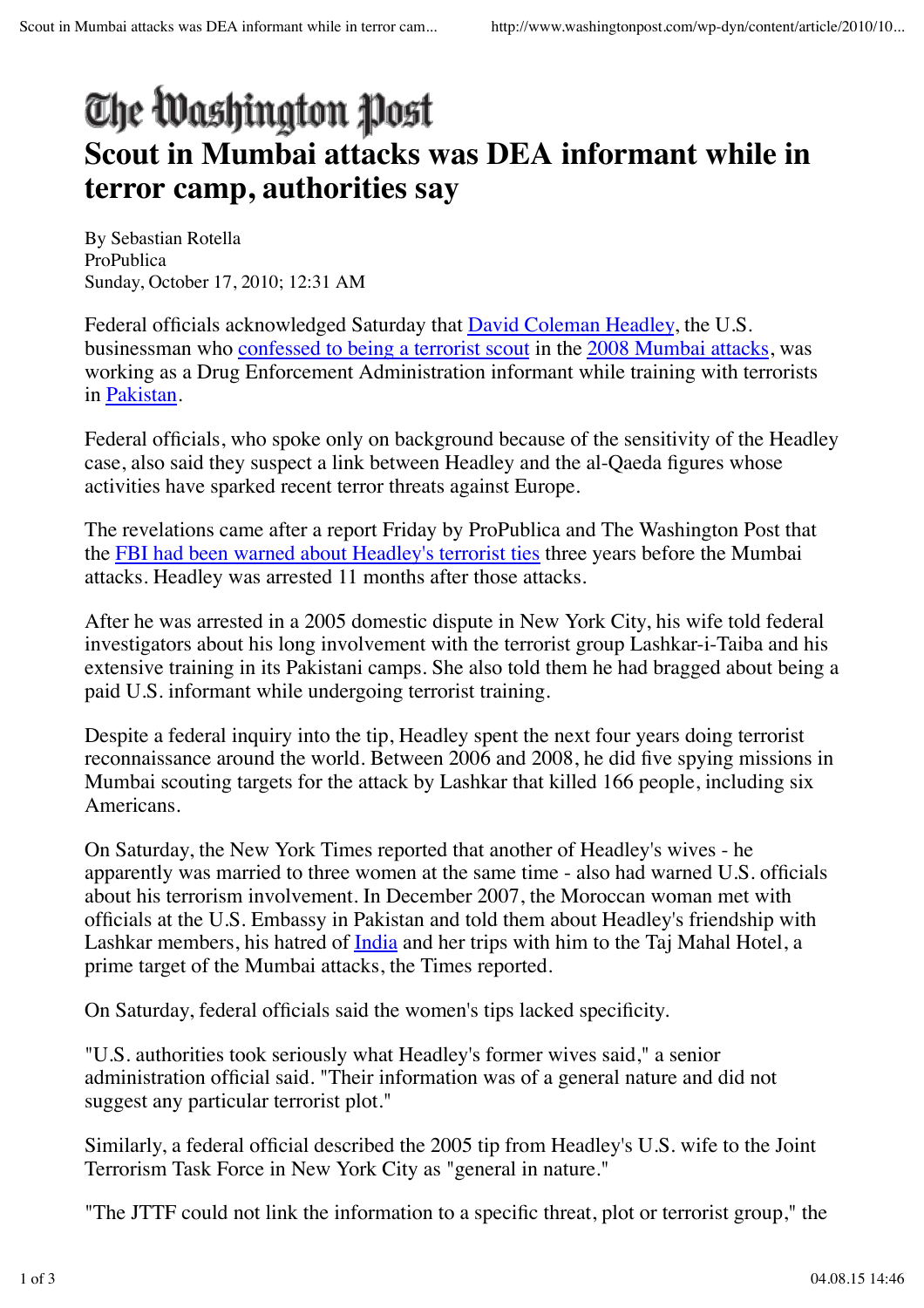# The Washington Post

# Scout in Mumbai attacks was DEA informant while in terror camp, authorities say

By Sebastian Rotella
ProPublica
Sunday, October 17, 2010; 12:31 AM

Federal officials acknowledged Saturday that David Coleman Headley, the U.S. businessman who confessed to being a terrorist scout in the 2008 Mumbai attacks, was working as a Drug Enforcement Administration informant while training with terrorists in Pakistan.

Federal officials, who spoke only on background because of the sensitivity of the Headley case, also said they suspect a link between Headley and the al-Qaeda figures whose activities have sparked recent terror threats against Europe.

The revelations came after a report Friday by ProPublica and The Washington Post that the FBI had been warned about Headley's terrorist ties three years before the Mumbai attacks. Headley was arrested 11 months after those attacks.

After he was arrested in a 2005 domestic dispute in New York City, his wife told federal investigators about his long involvement with the terrorist group Lashkar-i-Taiba and his extensive training in its Pakistani camps. She also told them he had bragged about being a paid U.S. informant while undergoing terrorist training.

Despite a federal inquiry into the tip, Headley spent the next four years doing terrorist reconnaissance around the world. Between 2006 and 2008, he did five spying missions in Mumbai scouting targets for the attack by Lashkar that killed 166 people, including six Americans.

On Saturday, the New York Times reported that another of Headley's wives - he apparently was married to three women at the same time - also had warned U.S. officials about his terrorism involvement. In December 2007, the Moroccan woman met with officials at the U.S. Embassy in Pakistan and told them about Headley's friendship with Lashkar members, his hatred of India and her trips with him to the Taj Mahal Hotel, a prime target of the Mumbai attacks, the Times reported.

On Saturday, federal officials said the women's tips lacked specificity.

"U.S. authorities took seriously what Headley's former wives said," a senior administration official said. "Their information was of a general nature and did not suggest any particular terrorist plot."

Similarly, a federal official described the 2005 tip from Headley's U.S. wife to the Joint Terrorism Task Force in New York City as "general in nature."

"The JTTF could not link the information to a specific threat, plot or terrorist group," the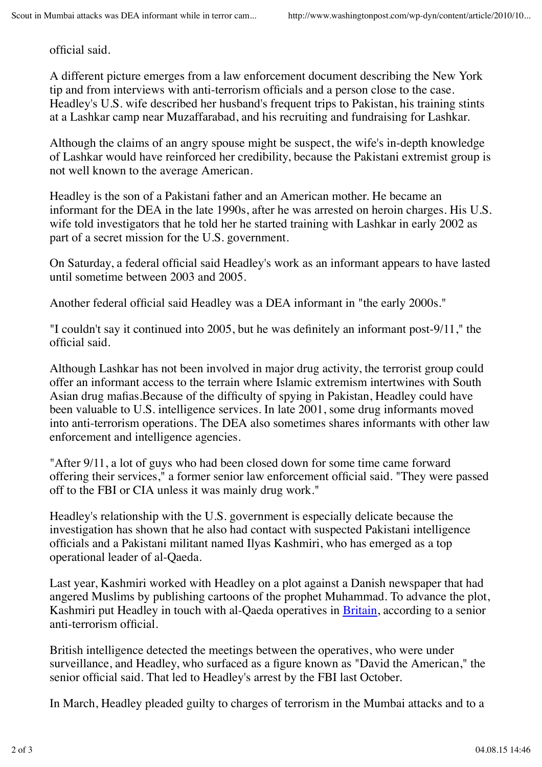official said.

A different picture emerges from a law enforcement document describing the New York tip and from interviews with anti-terrorism officials and a person close to the case. Headley's U.S. wife described her husband's frequent trips to Pakistan, his training stints at a Lashkar camp near Muzaffarabad, and his recruiting and fundraising for Lashkar.

Although the claims of an angry spouse might be suspect, the wife's in-depth knowledge of Lashkar would have reinforced her credibility, because the Pakistani extremist group is not well known to the average American.

Headley is the son of a Pakistani father and an American mother. He became an informant for the DEA in the late 1990s, after he was arrested on heroin charges. His U.S. wife told investigators that he told her he started training with Lashkar in early 2002 as part of a secret mission for the U.S. government.

On Saturday, a federal official said Headley's work as an informant appears to have lasted until sometime between 2003 and 2005.

Another federal official said Headley was a DEA informant in "the early 2000s."

"I couldn't say it continued into 2005, but he was definitely an informant post-9/11," the official said.

Although Lashkar has not been involved in major drug activity, the terrorist group could offer an informant access to the terrain where Islamic extremism intertwines with South Asian drug mafias.Because of the difficulty of spying in Pakistan, Headley could have been valuable to U.S. intelligence services. In late 2001, some drug informants moved into anti-terrorism operations. The DEA also sometimes shares informants with other law enforcement and intelligence agencies.

"After 9/11, a lot of guys who had been closed down for some time came forward offering their services," a former senior law enforcement official said. "They were passed off to the FBI or CIA unless it was mainly drug work."

Headley's relationship with the U.S. government is especially delicate because the investigation has shown that he also had contact with suspected Pakistani intelligence officials and a Pakistani militant named Ilyas Kashmiri, who has emerged as a top operational leader of al-Qaeda.

Last year, Kashmiri worked with Headley on a plot against a Danish newspaper that had angered Muslims by publishing cartoons of the prophet Muhammad. To advance the plot, Kashmiri put Headley in touch with al-Qaeda operatives in Britain, according to a senior anti-terrorism official.

British intelligence detected the meetings between the operatives, who were under surveillance, and Headley, who surfaced as a figure known as "David the American," the senior official said. That led to Headley's arrest by the FBI last October.

In March, Headley pleaded guilty to charges of terrorism in the Mumbai attacks and to a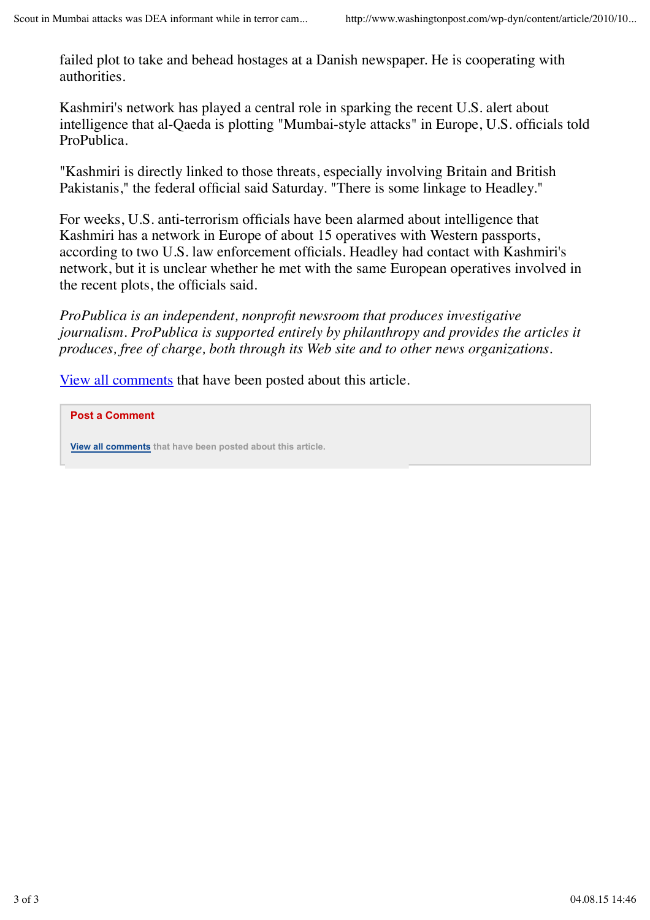failed plot to take and behead hostages at a Danish newspaper. He is cooperating with authorities.

Kashmiri's network has played a central role in sparking the recent U.S. alert about intelligence that al-Qaeda is plotting "Mumbai-style attacks" in Europe, U.S. officials told ProPublica.

"Kashmiri is directly linked to those threats, especially involving Britain and British Pakistanis," the federal official said Saturday. "There is some linkage to Headley."

For weeks, U.S. anti-terrorism officials have been alarmed about intelligence that Kashmiri has a network in Europe of about 15 operatives with Western passports, according to two U.S. law enforcement officials. Headley had contact with Kashmiri's network, but it is unclear whether he met with the same European operatives involved in the recent plots, the officials said.

*ProPublica is an independent, nonprofit newsroom that produces investigative journalism. ProPublica is supported entirely by philanthropy and provides the articles it produces, free of charge, both through its Web site and to other news organizations.*

View all comments that have been posted about this article.

**Post a Comment**

**View all comments** that have been posted about this article.